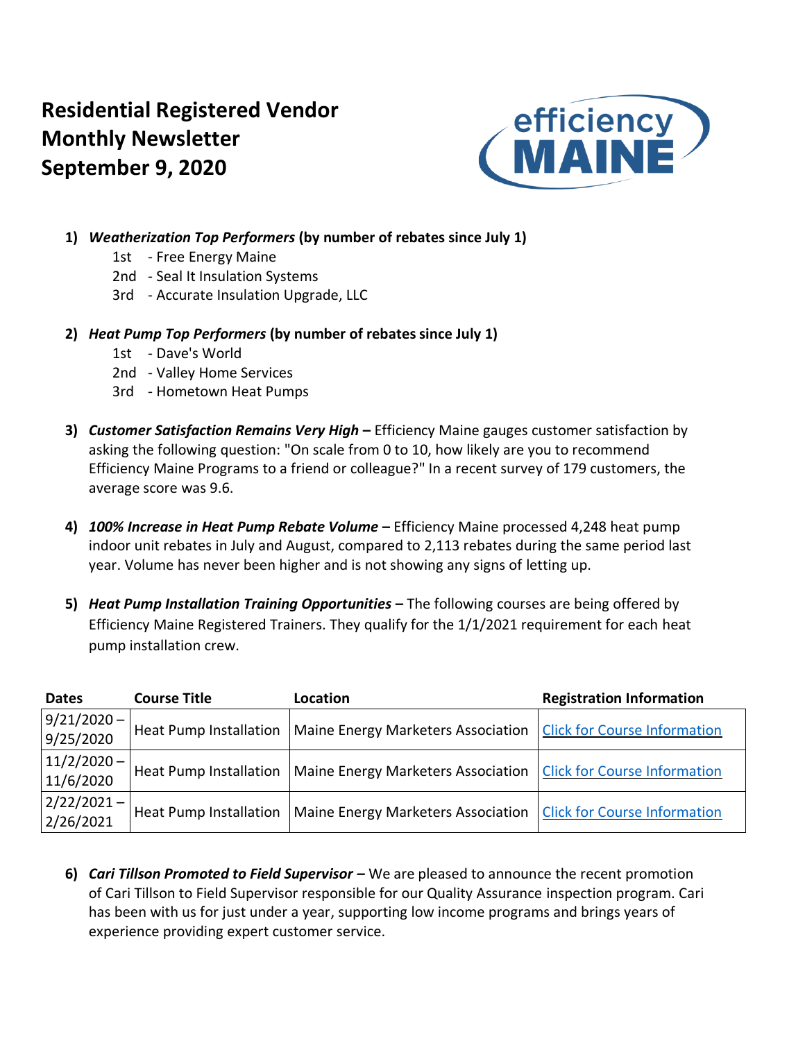# Residential Registered Vendor Monthly Newsletter September 9, 2020

1) ***Weatherization Top Performers*** **(by number of rebates since July 1)**
   - 1st - Free Energy Maine
   - 2nd - Seal It Insulation Systems
   - 3rd - Accurate Insulation Upgrade, LLC

2) ***Heat Pump Top Performers*** **(by number of rebates since July 1)**
   - 1st - Dave's World
   - 2nd - Valley Home Services
   - 3rd - Hometown Heat Pumps

3) ***Customer Satisfaction Remains Very High*** **–** Efficiency Maine gauges customer satisfaction by asking the following question: "On scale from 0 to 10, how likely are you to recommend Efficiency Maine Programs to a friend or colleague?" In a recent survey of 179 customers, the average score was 9.6.

4) ***100% Increase in Heat Pump Rebate Volume*** **–** Efficiency Maine processed 4,248 heat pump indoor unit rebates in July and August, compared to 2,113 rebates during the same period last year. Volume has never been higher and is not showing any signs of letting up.

5) ***Heat Pump Installation Training Opportunities*** **–** The following courses are being offered by Efficiency Maine Registered Trainers. They qualify for the 1/1/2021 requirement for each heat pump installation crew.

| Dates | Course Title | Location | Registration Information |
|---|---|---|---|
| 9/21/2020 – 9/25/2020 | Heat Pump Installation | Maine Energy Marketers Association | Click for Course Information |
| 11/2/2020 – 11/6/2020 | Heat Pump Installation | Maine Energy Marketers Association | Click for Course Information |
| 2/22/2021 – 2/26/2021 | Heat Pump Installation | Maine Energy Marketers Association | Click for Course Information |

6) ***Cari Tillson Promoted to Field Supervisor*** **–** We are pleased to announce the recent promotion of Cari Tillson to Field Supervisor responsible for our Quality Assurance inspection program. Cari has been with us for just under a year, supporting low income programs and brings years of experience providing expert customer service.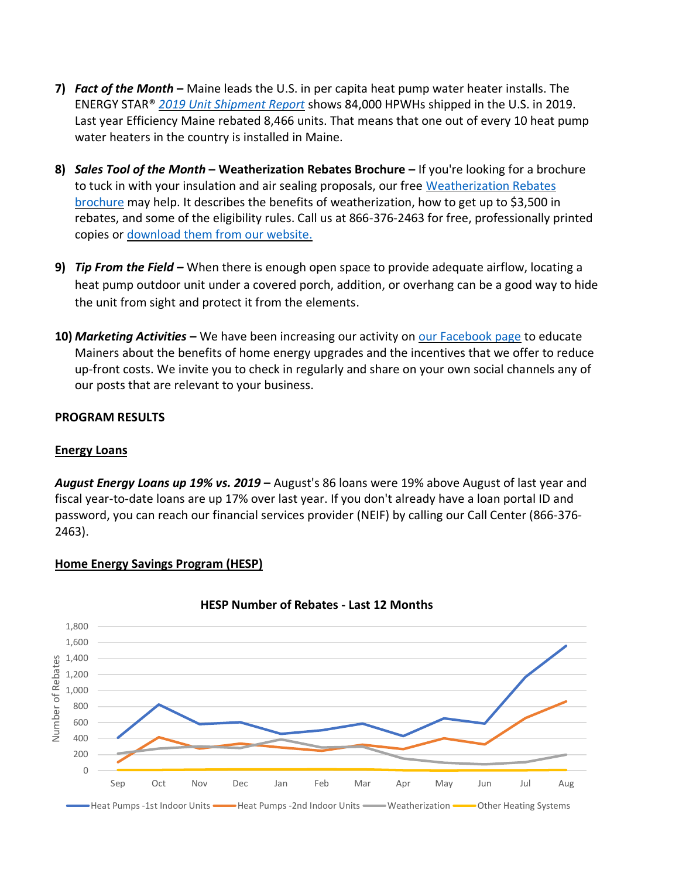7) ***Fact of the Month* –** Maine leads the U.S. in per capita heat pump water heater installs. The ENERGY STAR® *2019 Unit Shipment Report* shows 84,000 HPWHs shipped in the U.S. in 2019. Last year Efficiency Maine rebated 8,466 units. That means that one out of every 10 heat pump water heaters in the country is installed in Maine.

8) ***Sales Tool of the Month* – Weatherization Rebates Brochure –** If you're looking for a brochure to tuck in with your insulation and air sealing proposals, our free Weatherization Rebates brochure may help. It describes the benefits of weatherization, how to get up to $3,500 in rebates, and some of the eligibility rules. Call us at 866-376-2463 for free, professionally printed copies or download them from our website.

9) ***Tip From the Field* –** When there is enough open space to provide adequate airflow, locating a heat pump outdoor unit under a covered porch, addition, or overhang can be a good way to hide the unit from sight and protect it from the elements.

10) ***Marketing Activities* –** We have been increasing our activity on our Facebook page to educate Mainers about the benefits of home energy upgrades and the incentives that we offer to reduce up-front costs. We invite you to check in regularly and share on your own social channels any of our posts that are relevant to your business.

**PROGRAM RESULTS**

**Energy Loans**

***August Energy Loans up 19% vs. 2019* –** August's 86 loans were 19% above August of last year and fiscal year-to-date loans are up 17% over last year. If you don't already have a loan portal ID and password, you can reach our financial services provider (NEIF) by calling our Call Center (866-376-2463).

**Home Energy Savings Program (HESP)**

**HESP Number of Rebates - Last 12 Months**

(Line chart; y-axis: Number of Rebates, 0–1,800; x-axis: Sep, Oct, Nov, Dec, Jan, Feb, Mar, Apr, May, Jun, Jul, Aug; series: Heat Pumps -1st Indoor Units, Heat Pumps -2nd Indoor Units, Weatherization, Other Heating Systems)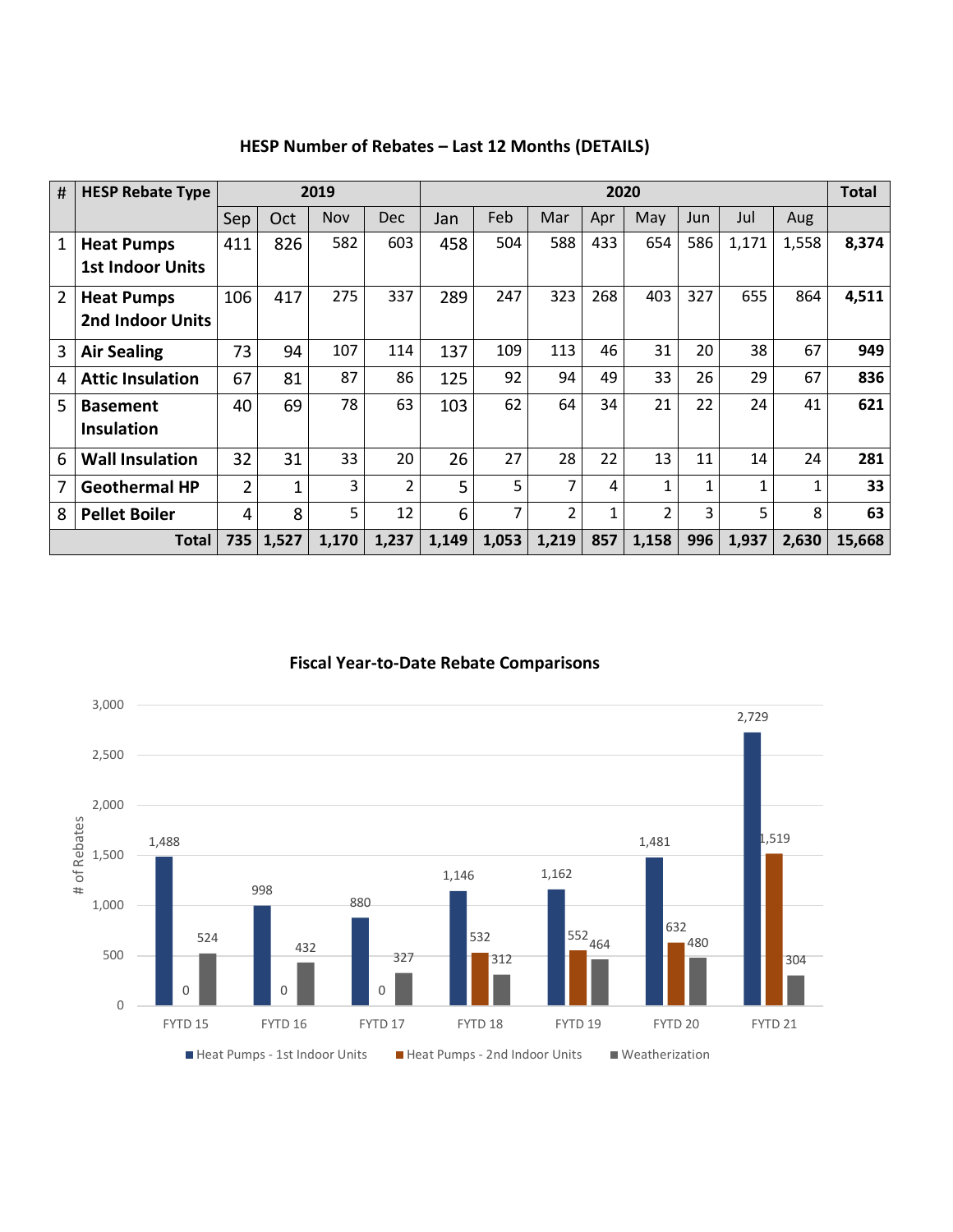## HESP Number of Rebates – Last 12 Months (DETAILS)

| # | HESP Rebate Type | 2019 | | | | 2020 | | | | | | | | Total |
|---|---|---|---|---|---|---|---|---|---|---|---|---|---|---|
| | | Sep | Oct | Nov | Dec | Jan | Feb | Mar | Apr | May | Jun | Jul | Aug | |
| 1 | **Heat Pumps 1st Indoor Units** | 411 | 826 | 582 | 603 | 458 | 504 | 588 | 433 | 654 | 586 | 1,171 | 1,558 | **8,374** |
| 2 | **Heat Pumps 2nd Indoor Units** | 106 | 417 | 275 | 337 | 289 | 247 | 323 | 268 | 403 | 327 | 655 | 864 | **4,511** |
| 3 | **Air Sealing** | 73 | 94 | 107 | 114 | 137 | 109 | 113 | 46 | 31 | 20 | 38 | 67 | **949** |
| 4 | **Attic Insulation** | 67 | 81 | 87 | 86 | 125 | 92 | 94 | 49 | 33 | 26 | 29 | 67 | **836** |
| 5 | **Basement Insulation** | 40 | 69 | 78 | 63 | 103 | 62 | 64 | 34 | 21 | 22 | 24 | 41 | **621** |
| 6 | **Wall Insulation** | 32 | 31 | 33 | 20 | 26 | 27 | 28 | 22 | 13 | 11 | 14 | 24 | **281** |
| 7 | **Geothermal HP** | 2 | 1 | 3 | 2 | 5 | 5 | 7 | 4 | 1 | 1 | 1 | 1 | **33** |
| 8 | **Pellet Boiler** | 4 | 8 | 5 | 12 | 6 | 7 | 2 | 1 | 2 | 3 | 5 | 8 | **63** |
| | **Total** | **735** | **1,527** | **1,170** | **1,237** | **1,149** | **1,053** | **1,219** | **857** | **1,158** | **996** | **1,937** | **2,630** | **15,668** |

## Fiscal Year-to-Date Rebate Comparisons

| | Heat Pumps - 1st Indoor Units | Heat Pumps - 2nd Indoor Units | Weatherization |
|---|---|---|---|
| FYTD 15 | 1,488 | 0 | 524 |
| FYTD 16 | 998 | 0 | 432 |
| FYTD 17 | 880 | 0 | 327 |
| FYTD 18 | 1,146 | 532 | 312 |
| FYTD 19 | 1,162 | 552 | 464 |
| FYTD 20 | 1,481 | 632 | 480 |
| FYTD 21 | 2,729 | 1,519 | 304 |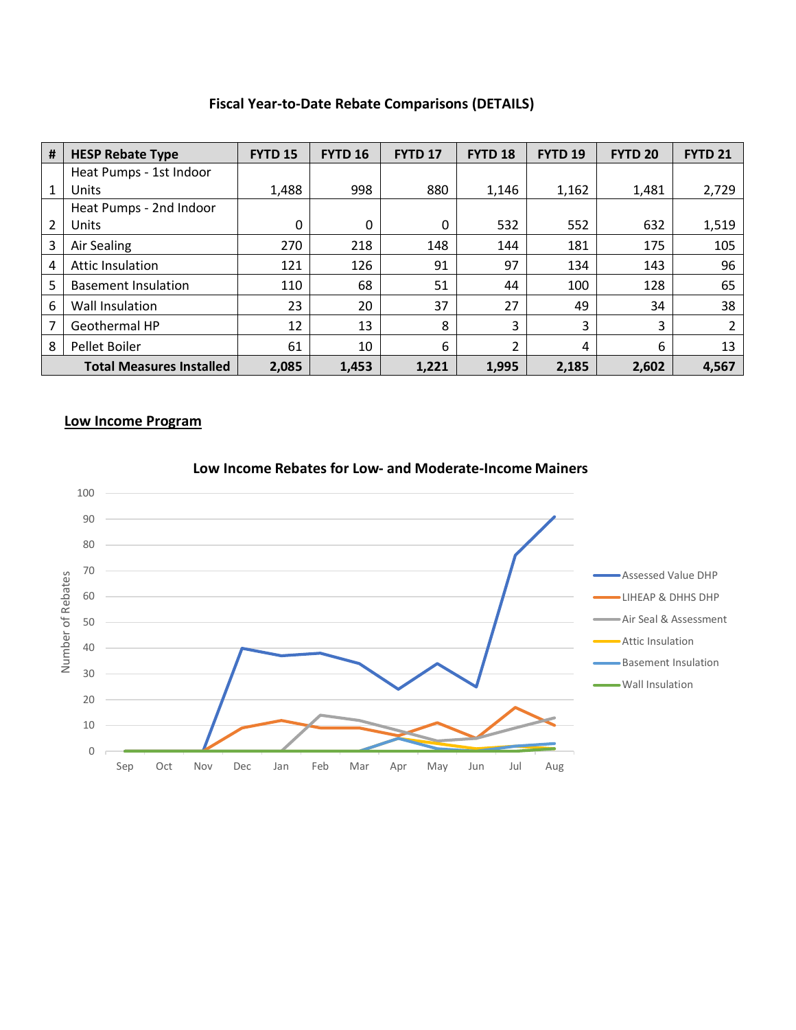**Fiscal Year-to-Date Rebate Comparisons (DETAILS)**

| # | HESP Rebate Type | FYTD 15 | FYTD 16 | FYTD 17 | FYTD 18 | FYTD 19 | FYTD 20 | FYTD 21 |
|---|---|---|---|---|---|---|---|---|
| 1 | Heat Pumps - 1st Indoor Units | 1,488 | 998 | 880 | 1,146 | 1,162 | 1,481 | 2,729 |
| 2 | Heat Pumps - 2nd Indoor Units | 0 | 0 | 0 | 532 | 552 | 632 | 1,519 |
| 3 | Air Sealing | 270 | 218 | 148 | 144 | 181 | 175 | 105 |
| 4 | Attic Insulation | 121 | 126 | 91 | 97 | 134 | 143 | 96 |
| 5 | Basement Insulation | 110 | 68 | 51 | 44 | 100 | 128 | 65 |
| 6 | Wall Insulation | 23 | 20 | 37 | 27 | 49 | 34 | 38 |
| 7 | Geothermal HP | 12 | 13 | 8 | 3 | 3 | 3 | 2 |
| 8 | Pellet Boiler | 61 | 10 | 6 | 2 | 4 | 6 | 13 |
| | **Total Measures Installed** | **2,085** | **1,453** | **1,221** | **1,995** | **2,185** | **2,602** | **4,567** |

## Low Income Program

**Low Income Rebates for Low- and Moderate-Income Mainers**

| Month | Assessed Value DHP | LIHEAP & DHHS DHP | Air Seal & Assessment | Attic Insulation | Basement Insulation | Wall Insulation |
|---|---|---|---|---|---|---|
| Sep | 0 | 0 | 0 | 0 | 0 | 0 |
| Oct | 0 | 0 | 0 | 0 | 0 | 0 |
| Nov | 0 | 0 | 0 | 0 | 0 | 0 |
| Dec | 40 | 9 | 0 | 0 | 0 | 0 |
| Jan | 37 | 12 | 0 | 0 | 0 | 0 |
| Feb | 38 | 9 | 14 | 0 | 0 | 0 |
| Mar | 34 | 9 | 12 | 0 | 0 | 0 |
| Apr | 24 | 6 | 8 | 5 | 5 | 0 |
| May | 34 | 11 | 4 | 3 | 1 | 0 |
| Jun | 25 | 5 | 5 | 1 | 0 | 0 |
| Jul | 76 | 17 | 9 | 2 | 2 | 0 |
| Aug | 91 | 10 | 13 | 1 | 3 | 1 |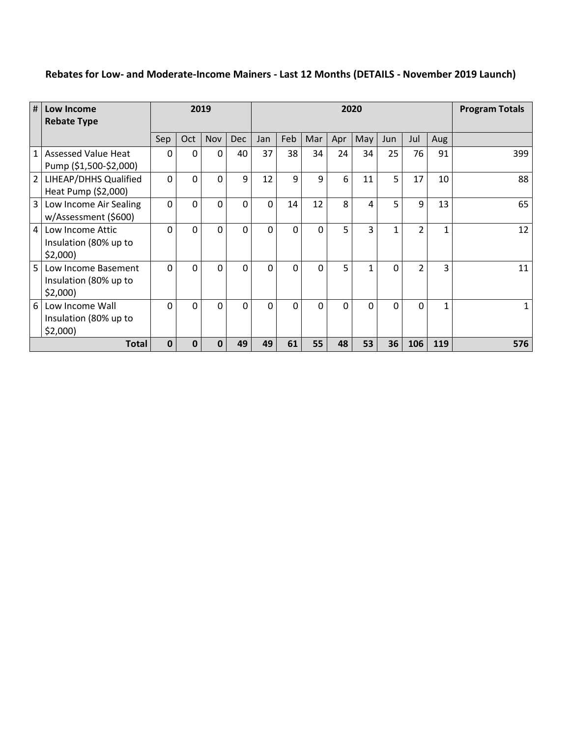**Rebates for Low- and Moderate-Income Mainers - Last 12 Months (DETAILS - November 2019 Launch)**

| # | Low Income Rebate Type | 2019 | | | | 2020 | | | | | | | | Program Totals |
|---|---|---|---|---|---|---|---|---|---|---|---|---|---|---|
| | | Sep | Oct | Nov | Dec | Jan | Feb | Mar | Apr | May | Jun | Jul | Aug | |
| 1 | Assessed Value Heat Pump ($1,500-$2,000) | 0 | 0 | 0 | 40 | 37 | 38 | 34 | 24 | 34 | 25 | 76 | 91 | 399 |
| 2 | LIHEAP/DHHS Qualified Heat Pump ($2,000) | 0 | 0 | 0 | 9 | 12 | 9 | 9 | 6 | 11 | 5 | 17 | 10 | 88 |
| 3 | Low Income Air Sealing w/Assessment ($600) | 0 | 0 | 0 | 0 | 0 | 14 | 12 | 8 | 4 | 5 | 9 | 13 | 65 |
| 4 | Low Income Attic Insulation (80% up to $2,000) | 0 | 0 | 0 | 0 | 0 | 0 | 0 | 5 | 3 | 1 | 2 | 1 | 12 |
| 5 | Low Income Basement Insulation (80% up to $2,000) | 0 | 0 | 0 | 0 | 0 | 0 | 0 | 5 | 1 | 0 | 2 | 3 | 11 |
| 6 | Low Income Wall Insulation (80% up to $2,000) | 0 | 0 | 0 | 0 | 0 | 0 | 0 | 0 | 0 | 0 | 0 | 1 | 1 |
| | **Total** | **0** | **0** | **0** | **49** | **49** | **61** | **55** | **48** | **53** | **36** | **106** | **119** | **576** |